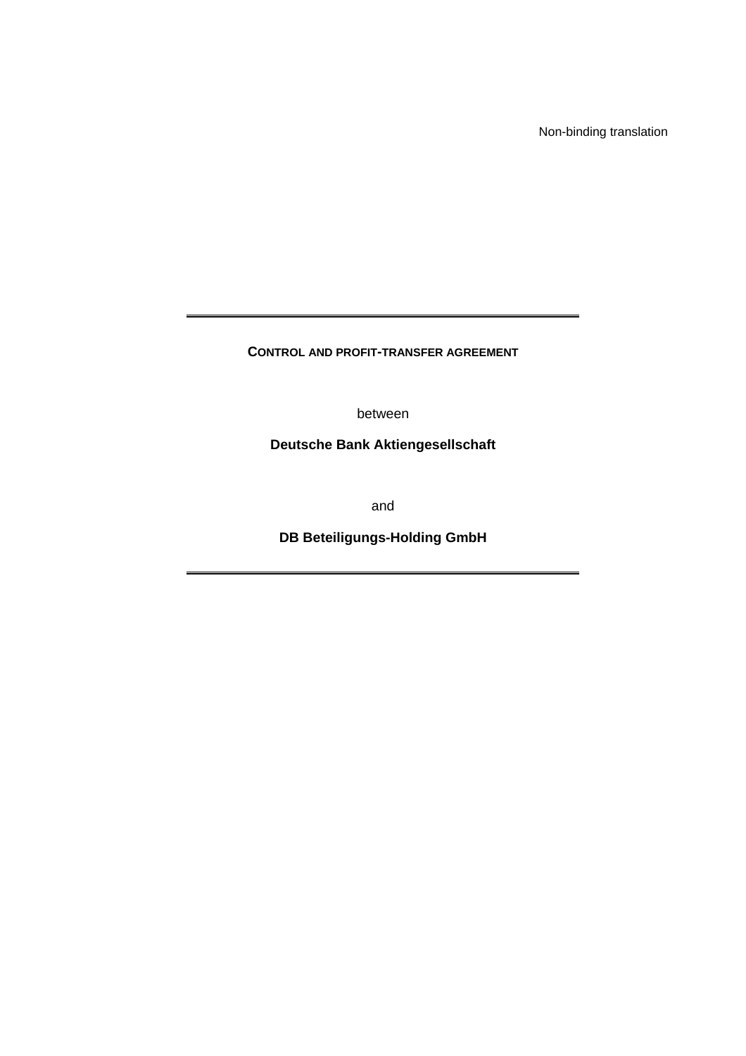Non-binding translation

# CONTROL AND PROFIT-TRANSFER AGREEMENT

between

**Deutsche Bank Aktiengesellschaft**

and

**DB Beteiligungs-Holding GmbH**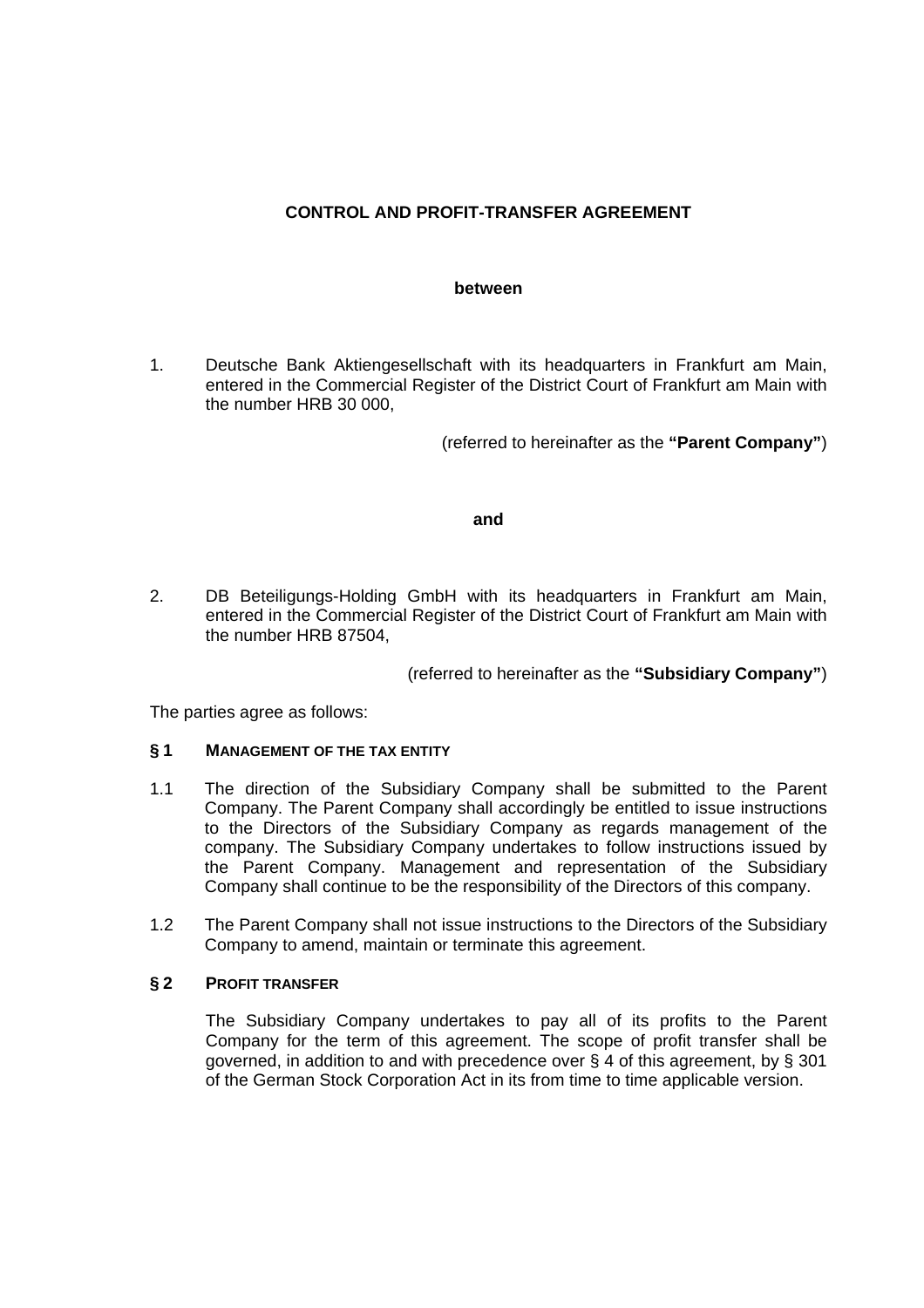# CONTROL AND PROFIT-TRANSFER AGREEMENT

**between**

1. Deutsche Bank Aktiengesellschaft with its headquarters in Frankfurt am Main, entered in the Commercial Register of the District Court of Frankfurt am Main with the number HRB 30 000,

(referred to hereinafter as the **"Parent Company"**)

**and**

2. DB Beteiligungs-Holding GmbH with its headquarters in Frankfurt am Main, entered in the Commercial Register of the District Court of Frankfurt am Main with the number HRB 87504,

(referred to hereinafter as the **"Subsidiary Company"**)

The parties agree as follows:

## § 1 MANAGEMENT OF THE TAX ENTITY

1.1 The direction of the Subsidiary Company shall be submitted to the Parent Company. The Parent Company shall accordingly be entitled to issue instructions to the Directors of the Subsidiary Company as regards management of the company. The Subsidiary Company undertakes to follow instructions issued by the Parent Company. Management and representation of the Subsidiary Company shall continue to be the responsibility of the Directors of this company.

1.2 The Parent Company shall not issue instructions to the Directors of the Subsidiary Company to amend, maintain or terminate this agreement.

## § 2 PROFIT TRANSFER

The Subsidiary Company undertakes to pay all of its profits to the Parent Company for the term of this agreement. The scope of profit transfer shall be governed, in addition to and with precedence over § 4 of this agreement, by § 301 of the German Stock Corporation Act in its from time to time applicable version.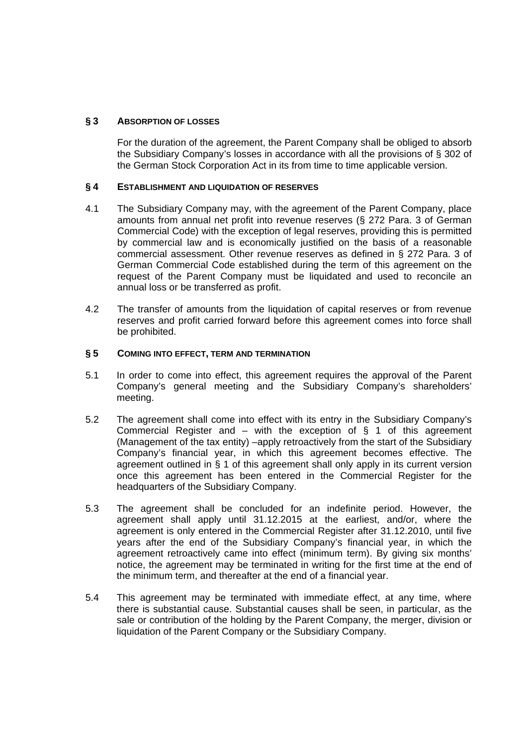## § 3 ABSORPTION OF LOSSES

For the duration of the agreement, the Parent Company shall be obliged to absorb the Subsidiary Company's losses in accordance with all the provisions of § 302 of the German Stock Corporation Act in its from time to time applicable version.

## § 4 ESTABLISHMENT AND LIQUIDATION OF RESERVES

4.1 The Subsidiary Company may, with the agreement of the Parent Company, place amounts from annual net profit into revenue reserves (§ 272 Para. 3 of German Commercial Code) with the exception of legal reserves, providing this is permitted by commercial law and is economically justified on the basis of a reasonable commercial assessment. Other revenue reserves as defined in § 272 Para. 3 of German Commercial Code established during the term of this agreement on the request of the Parent Company must be liquidated and used to reconcile an annual loss or be transferred as profit.

4.2 The transfer of amounts from the liquidation of capital reserves or from revenue reserves and profit carried forward before this agreement comes into force shall be prohibited.

## § 5 COMING INTO EFFECT, TERM AND TERMINATION

5.1 In order to come into effect, this agreement requires the approval of the Parent Company's general meeting and the Subsidiary Company's shareholders' meeting.

5.2 The agreement shall come into effect with its entry in the Subsidiary Company's Commercial Register and – with the exception of § 1 of this agreement (Management of the tax entity) –apply retroactively from the start of the Subsidiary Company's financial year, in which this agreement becomes effective. The agreement outlined in § 1 of this agreement shall only apply in its current version once this agreement has been entered in the Commercial Register for the headquarters of the Subsidiary Company.

5.3 The agreement shall be concluded for an indefinite period. However, the agreement shall apply until 31.12.2015 at the earliest, and/or, where the agreement is only entered in the Commercial Register after 31.12.2010, until five years after the end of the Subsidiary Company's financial year, in which the agreement retroactively came into effect (minimum term). By giving six months' notice, the agreement may be terminated in writing for the first time at the end of the minimum term, and thereafter at the end of a financial year.

5.4 This agreement may be terminated with immediate effect, at any time, where there is substantial cause. Substantial causes shall be seen, in particular, as the sale or contribution of the holding by the Parent Company, the merger, division or liquidation of the Parent Company or the Subsidiary Company.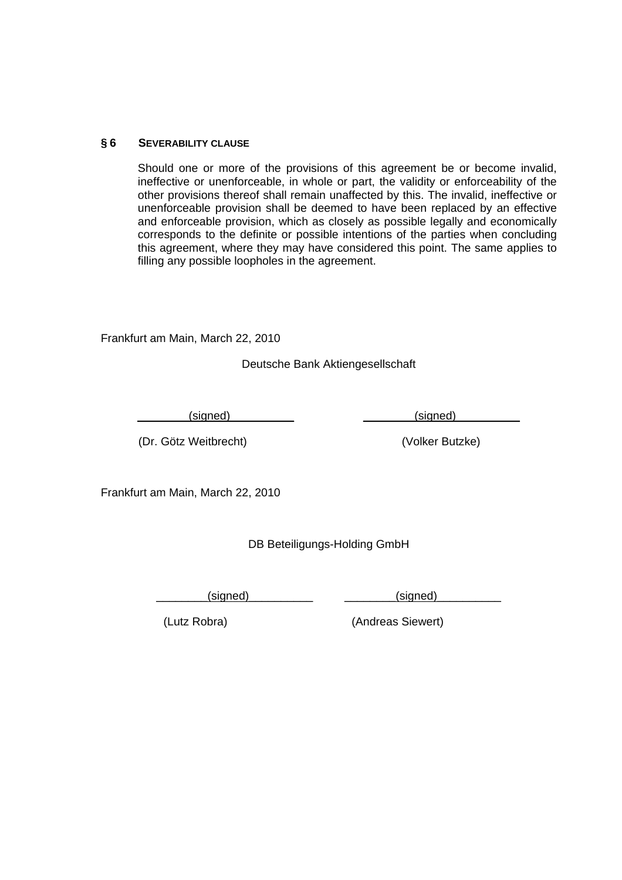## § 6 SEVERABILITY CLAUSE

Should one or more of the provisions of this agreement be or become invalid, ineffective or unenforceable, in whole or part, the validity or enforceability of the other provisions thereof shall remain unaffected by this. The invalid, ineffective or unenforceable provision shall be deemed to have been replaced by an effective and enforceable provision, which as closely as possible legally and economically corresponds to the definite or possible intentions of the parties when concluding this agreement, where they may have considered this point. The same applies to filling any possible loopholes in the agreement.

Frankfurt am Main, March 22, 2010

Deutsche Bank Aktiengesellschaft

| | |
|---|---|
| (signed) | (signed) |
| (Dr. Götz Weitbrecht) | (Volker Butzke) |

Frankfurt am Main, March 22, 2010

DB Beteiligungs-Holding GmbH

| | |
|---|---|
| (signed) | (signed) |
| (Lutz Robra) | (Andreas Siewert) |